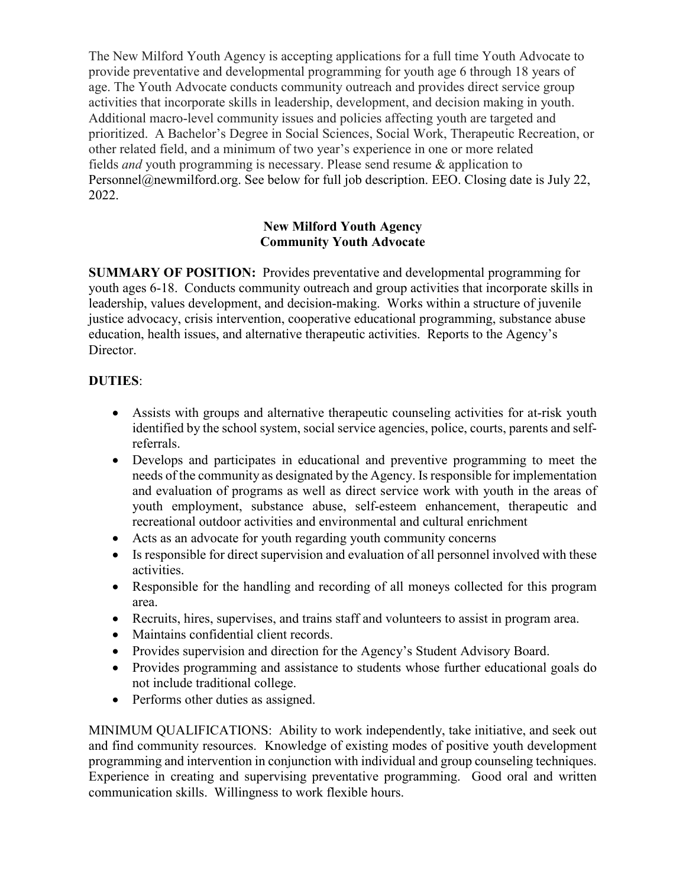The New Milford Youth Agency is accepting applications for a full time Youth Advocate to provide preventative and developmental programming for youth age 6 through 18 years of age. The Youth Advocate conducts community outreach and provides direct service group activities that incorporate skills in leadership, development, and decision making in youth. Additional macro-level community issues and policies affecting youth are targeted and prioritized. A Bachelor's Degree in Social Sciences, Social Work, Therapeutic Recreation, or other related field, and a minimum of two year's experience in one or more related fields *and* youth programming is necessary. Please send resume & application to Personnel@newmilford.org. See below for full job description. EEO. Closing date is July 22, 2022.

**New Milford Youth Agency**
**Community Youth Advocate**

**SUMMARY OF POSITION:** Provides preventative and developmental programming for youth ages 6-18. Conducts community outreach and group activities that incorporate skills in leadership, values development, and decision-making. Works within a structure of juvenile justice advocacy, crisis intervention, cooperative educational programming, substance abuse education, health issues, and alternative therapeutic activities. Reports to the Agency's Director.

**DUTIES**:

- Assists with groups and alternative therapeutic counseling activities for at-risk youth identified by the school system, social service agencies, police, courts, parents and self-referrals.
- Develops and participates in educational and preventive programming to meet the needs of the community as designated by the Agency. Is responsible for implementation and evaluation of programs as well as direct service work with youth in the areas of youth employment, substance abuse, self-esteem enhancement, therapeutic and recreational outdoor activities and environmental and cultural enrichment
- Acts as an advocate for youth regarding youth community concerns
- Is responsible for direct supervision and evaluation of all personnel involved with these activities.
- Responsible for the handling and recording of all moneys collected for this program area.
- Recruits, hires, supervises, and trains staff and volunteers to assist in program area.
- Maintains confidential client records.
- Provides supervision and direction for the Agency's Student Advisory Board.
- Provides programming and assistance to students whose further educational goals do not include traditional college.
- Performs other duties as assigned.

MINIMUM QUALIFICATIONS: Ability to work independently, take initiative, and seek out and find community resources. Knowledge of existing modes of positive youth development programming and intervention in conjunction with individual and group counseling techniques. Experience in creating and supervising preventative programming. Good oral and written communication skills. Willingness to work flexible hours.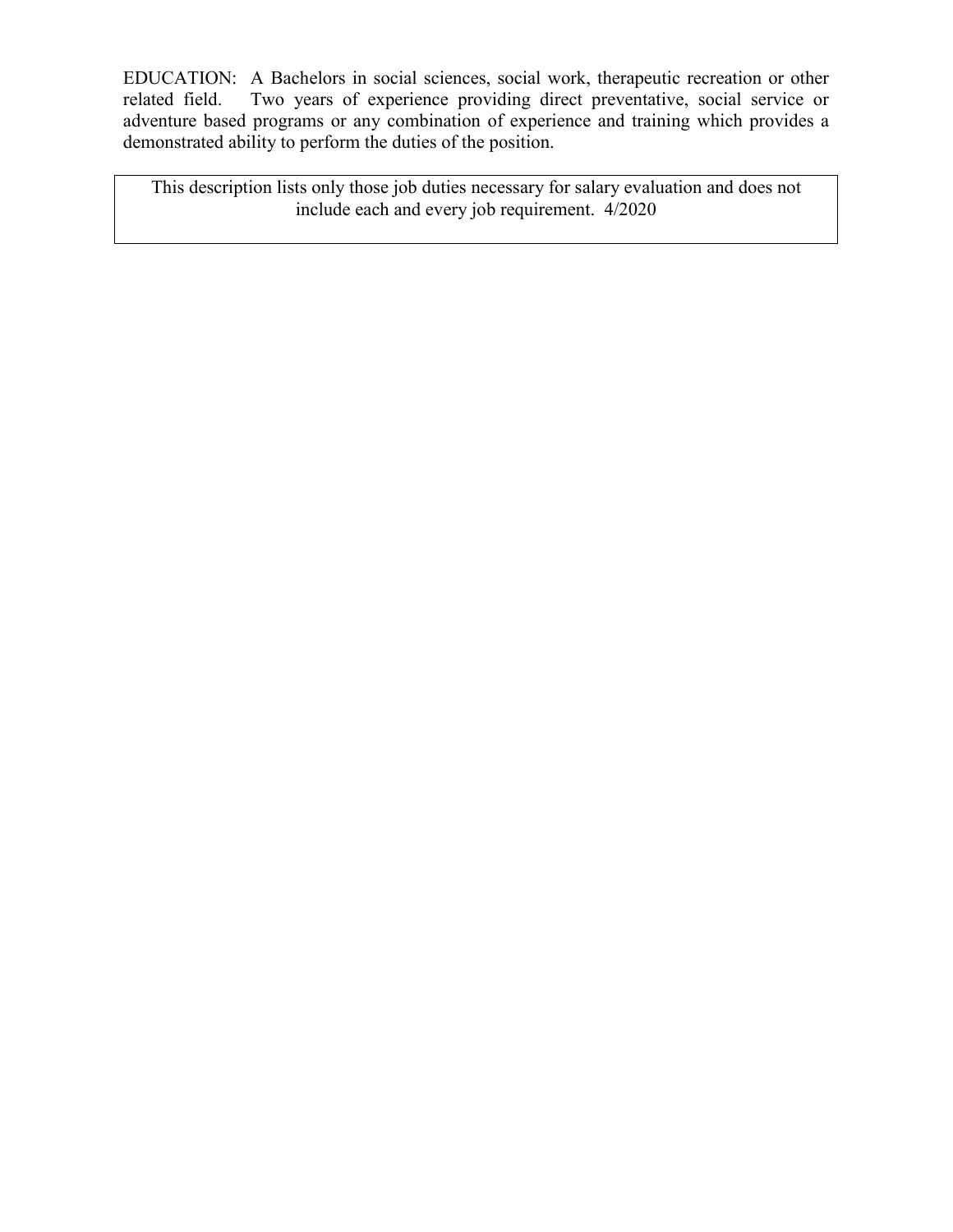EDUCATION: A Bachelors in social sciences, social work, therapeutic recreation or other related field. Two years of experience providing direct preventative, social service or adventure based programs or any combination of experience and training which provides a demonstrated ability to perform the duties of the position.

| |
|---|
| This description lists only those job duties necessary for salary evaluation and does not include each and every job requirement. 4/2020 |